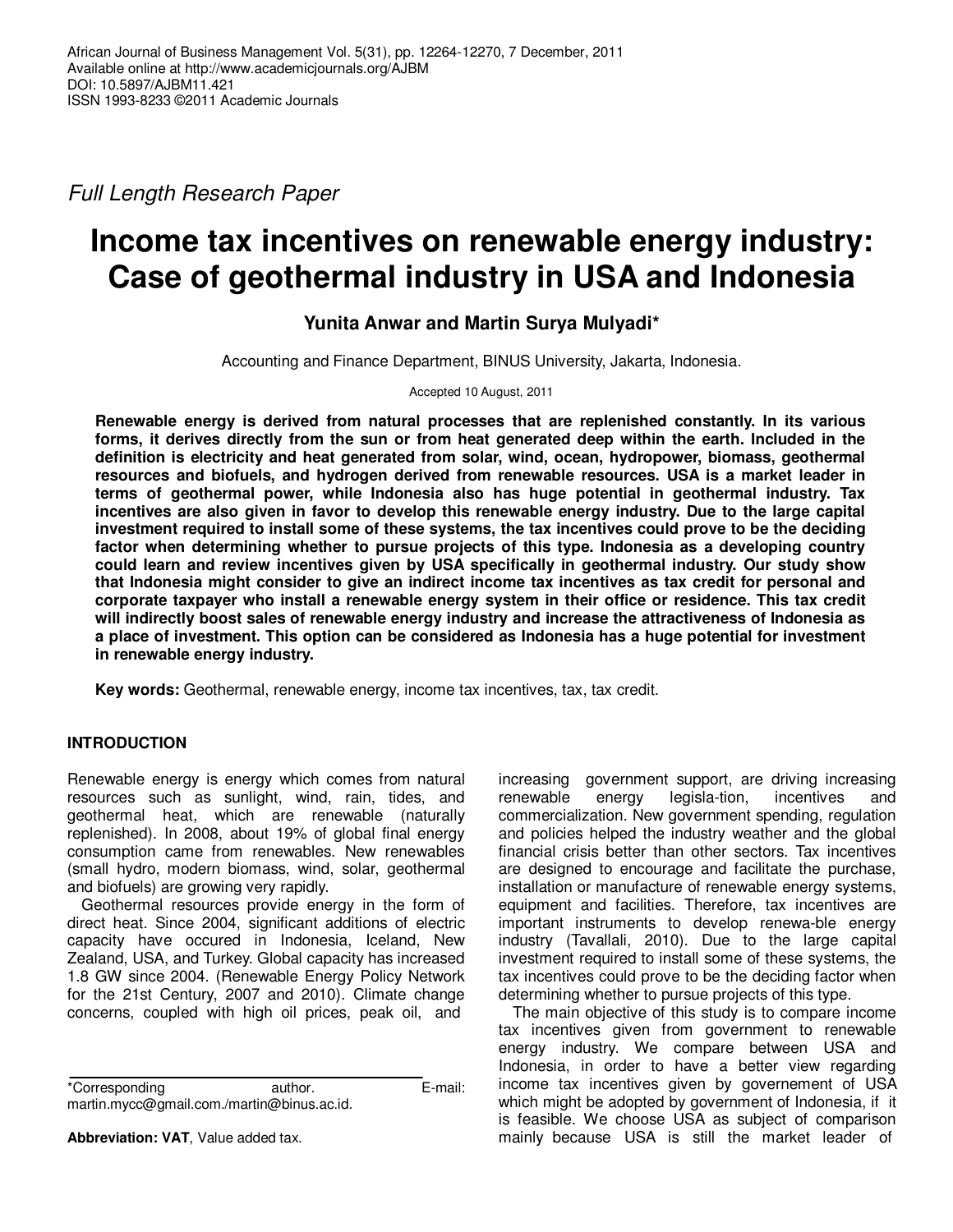African Journal of Business Management Vol. 5(31), pp. 12264-12270, 7 December, 2011
Available online at http://www.academicjournals.org/AJBM
DOI: 10.5897/AJBM11.421
ISSN 1993-8233 ©2011 Academic Journals

*Full Length Research Paper*

# Income tax incentives on renewable energy industry: Case of geothermal industry in USA and Indonesia

**Yunita Anwar and Martin Surya Mulyadi***

Accounting and Finance Department, BINUS University, Jakarta, Indonesia.

Accepted 10 August, 2011

**Renewable energy is derived from natural processes that are replenished constantly. In its various forms, it derives directly from the sun or from heat generated deep within the earth. Included in the definition is electricity and heat generated from solar, wind, ocean, hydropower, biomass, geothermal resources and biofuels, and hydrogen derived from renewable resources. USA is a market leader in terms of geothermal power, while Indonesia also has huge potential in geothermal industry. Tax incentives are also given in favor to develop this renewable energy industry. Due to the large capital investment required to install some of these systems, the tax incentives could prove to be the deciding factor when determining whether to pursue projects of this type. Indonesia as a developing country could learn and review incentives given by USA specifically in geothermal industry. Our study show that Indonesia might consider to give an indirect income tax incentives as tax credit for personal and corporate taxpayer who install a renewable energy system in their office or residence. This tax credit will indirectly boost sales of renewable energy industry and increase the attractiveness of Indonesia as a place of investment. This option can be considered as Indonesia has a huge potential for investment in renewable energy industry.**

**Key words:** Geothermal, renewable energy, income tax incentives, tax, tax credit.

## INTRODUCTION

Renewable energy is energy which comes from natural resources such as sunlight, wind, rain, tides, and geothermal heat, which are renewable (naturally replenished). In 2008, about 19% of global final energy consumption came from renewables. New renewables (small hydro, modern biomass, wind, solar, geothermal and biofuels) are growing very rapidly.

Geothermal resources provide energy in the form of direct heat. Since 2004, significant additions of electric capacity have occured in Indonesia, Iceland, New Zealand, USA, and Turkey. Global capacity has increased 1.8 GW since 2004. (Renewable Energy Policy Network for the 21st Century, 2007 and 2010). Climate change concerns, coupled with high oil prices, peak oil, and increasing government support, are driving increasing renewable energy legisla-tion, incentives and commercialization. New government spending, regulation and policies helped the industry weather and the global financial crisis better than other sectors. Tax incentives are designed to encourage and facilitate the purchase, installation or manufacture of renewable energy systems, equipment and facilities. Therefore, tax incentives are important instruments to develop renewa-ble energy industry (Tavallali, 2010). Due to the large capital investment required to install some of these systems, the tax incentives could prove to be the deciding factor when determining whether to pursue projects of this type.

The main objective of this study is to compare income tax incentives given from government to renewable energy industry. We compare between USA and Indonesia, in order to have a better view regarding income tax incentives given by governement of USA which might be adopted by government of Indonesia, if it is feasible. We choose USA as subject of comparison mainly because USA is still the market leader of

*Corresponding author. E-mail: martin.mycc@gmail.com./martin@binus.ac.id.

**Abbreviation: VAT**, Value added tax.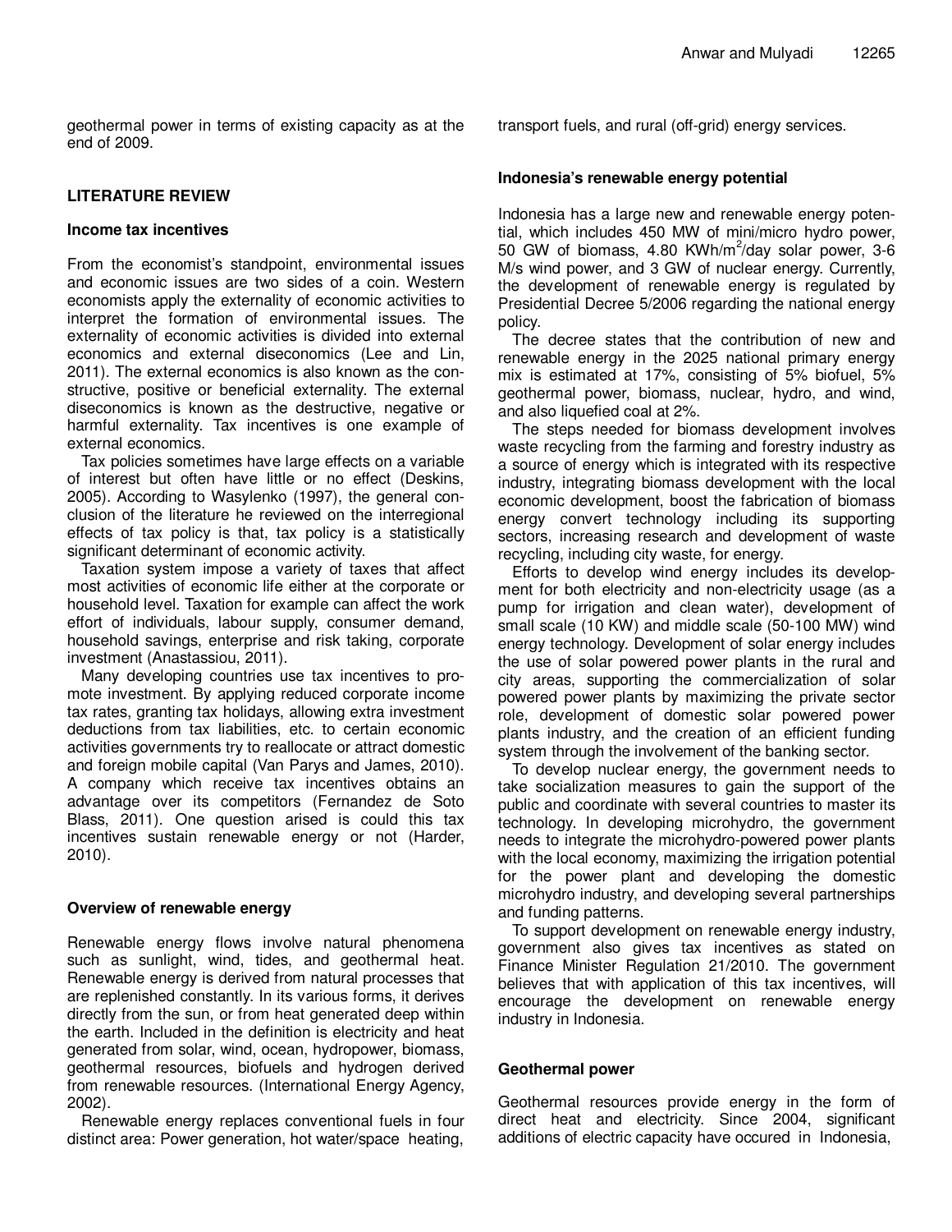geothermal power in terms of existing capacity as at the end of 2009.

## LITERATURE REVIEW

### Income tax incentives

From the economist's standpoint, environmental issues and economic issues are two sides of a coin. Western economists apply the externality of economic activities to interpret the formation of environmental issues. The externality of economic activities is divided into external economics and external diseconomics (Lee and Lin, 2011). The external economics is also known as the constructive, positive or beneficial externality. The external diseconomics is known as the destructive, negative or harmful externality. Tax incentives is one example of external economics.

Tax policies sometimes have large effects on a variable of interest but often have little or no effect (Deskins, 2005). According to Wasylenko (1997), the general conclusion of the literature he reviewed on the interregional effects of tax policy is that, tax policy is a statistically significant determinant of economic activity.

Taxation system impose a variety of taxes that affect most activities of economic life either at the corporate or household level. Taxation for example can affect the work effort of individuals, labour supply, consumer demand, household savings, enterprise and risk taking, corporate investment (Anastassiou, 2011).

Many developing countries use tax incentives to promote investment. By applying reduced corporate income tax rates, granting tax holidays, allowing extra investment deductions from tax liabilities, etc. to certain economic activities governments try to reallocate or attract domestic and foreign mobile capital (Van Parys and James, 2010). A company which receive tax incentives obtains an advantage over its competitors (Fernandez de Soto Blass, 2011). One question arised is could this tax incentives sustain renewable energy or not (Harder, 2010).

### Overview of renewable energy

Renewable energy flows involve natural phenomena such as sunlight, wind, tides, and geothermal heat. Renewable energy is derived from natural processes that are replenished constantly. In its various forms, it derives directly from the sun, or from heat generated deep within the earth. Included in the definition is electricity and heat generated from solar, wind, ocean, hydropower, biomass, geothermal resources, biofuels and hydrogen derived from renewable resources. (International Energy Agency, 2002).

Renewable energy replaces conventional fuels in four distinct area: Power generation, hot water/space heating, transport fuels, and rural (off-grid) energy services.

### Indonesia's renewable energy potential

Indonesia has a large new and renewable energy potential, which includes 450 MW of mini/micro hydro power, 50 GW of biomass, 4.80 KWh/m$^2$/day solar power, 3-6 M/s wind power, and 3 GW of nuclear energy. Currently, the development of renewable energy is regulated by Presidential Decree 5/2006 regarding the national energy policy.

The decree states that the contribution of new and renewable energy in the 2025 national primary energy mix is estimated at 17%, consisting of 5% biofuel, 5% geothermal power, biomass, nuclear, hydro, and wind, and also liquefied coal at 2%.

The steps needed for biomass development involves waste recycling from the farming and forestry industry as a source of energy which is integrated with its respective industry, integrating biomass development with the local economic development, boost the fabrication of biomass energy convert technology including its supporting sectors, increasing research and development of waste recycling, including city waste, for energy.

Efforts to develop wind energy includes its development for both electricity and non-electricity usage (as a pump for irrigation and clean water), development of small scale (10 KW) and middle scale (50-100 MW) wind energy technology. Development of solar energy includes the use of solar powered power plants in the rural and city areas, supporting the commercialization of solar powered power plants by maximizing the private sector role, development of domestic solar powered power plants industry, and the creation of an efficient funding system through the involvement of the banking sector.

To develop nuclear energy, the government needs to take socialization measures to gain the support of the public and coordinate with several countries to master its technology. In developing microhydro, the government needs to integrate the microhydro-powered power plants with the local economy, maximizing the irrigation potential for the power plant and developing the domestic microhydro industry, and developing several partnerships and funding patterns.

To support development on renewable energy industry, government also gives tax incentives as stated on Finance Minister Regulation 21/2010. The government believes that with application of this tax incentives, will encourage the development on renewable energy industry in Indonesia.

### Geothermal power

Geothermal resources provide energy in the form of direct heat and electricity. Since 2004, significant additions of electric capacity have occured in Indonesia,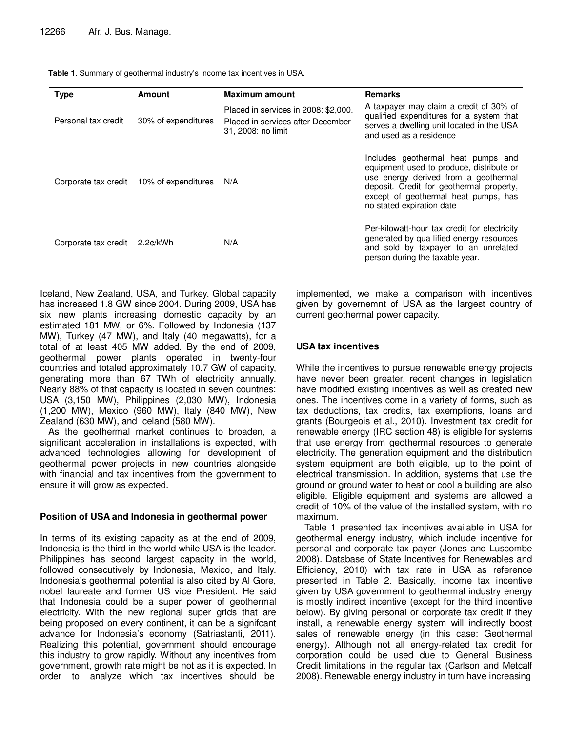**Table 1**. Summary of geothermal industry's income tax incentives in USA.

| Type | Amount | Maximum amount | Remarks |
|---|---|---|---|
| Personal tax credit | 30% of expenditures | Placed in services in 2008: $2,000. Placed in services after December 31, 2008: no limit | A taxpayer may claim a credit of 30% of qualified expenditures for a system that serves a dwelling unit located in the USA and used as a residence |
| Corporate tax credit | 10% of expenditures | N/A | Includes geothermal heat pumps and equipment used to produce, distribute or use energy derived from a geothermal deposit. Credit for geothermal property, except of geothermal heat pumps, has no stated expiration date |
| Corporate tax credit | 2.2¢/kWh | N/A | Per-kilowatt-hour tax credit for electricity generated by qua lified energy resources and sold by taxpayer to an unrelated person during the taxable year. |

Iceland, New Zealand, USA, and Turkey. Global capacity has increased 1.8 GW since 2004. During 2009, USA has six new plants increasing domestic capacity by an estimated 181 MW, or 6%. Followed by Indonesia (137 MW), Turkey (47 MW), and Italy (40 megawatts), for a total of at least 405 MW added. By the end of 2009, geothermal power plants operated in twenty-four countries and totaled approximately 10.7 GW of capacity, generating more than 67 TWh of electricity annually. Nearly 88% of that capacity is located in seven countries: USA (3,150 MW), Philippines (2,030 MW), Indonesia (1,200 MW), Mexico (960 MW), Italy (840 MW), New Zealand (630 MW), and Iceland (580 MW).

As the geothermal market continues to broaden, a significant acceleration in installations is expected, with advanced technologies allowing for development of geothermal power projects in new countries alongside with financial and tax incentives from the government to ensure it will grow as expected.

## Position of USA and Indonesia in geothermal power

In terms of its existing capacity as at the end of 2009, Indonesia is the third in the world while USA is the leader. Philippines has second largest capacity in the world, followed consecutively by Indonesia, Mexico, and Italy. Indonesia's geothermal potential is also cited by Al Gore, nobel laureate and former US vice President. He said that Indonesia could be a super power of geothermal electricity. With the new regional super grids that are being proposed on every continent, it can be a signifcant advance for Indonesia's economy (Satriastanti, 2011). Realizing this potential, government should encourage this industry to grow rapidly. Without any incentives from government, growth rate might be not as it is expected. In order to analyze which tax incentives should be implemented, we make a comparison with incentives given by governemnt of USA as the largest country of current geothermal power capacity.

## USA tax incentives

While the incentives to pursue renewable energy projects have never been greater, recent changes in legislation have modified existing incentives as well as created new ones. The incentives come in a variety of forms, such as tax deductions, tax credits, tax exemptions, loans and grants (Bourgeois et al., 2010). Investment tax credit for renewable energy (IRC section 48) is eligible for systems that use energy from geothermal resources to generate electricity. The generation equipment and the distribution system equipment are both eligible, up to the point of electrical transmission. In addition, systems that use the ground or ground water to heat or cool a building are also eligible. Eligible equipment and systems are allowed a credit of 10% of the value of the installed system, with no maximum.

Table 1 presented tax incentives available in USA for geothermal energy industry, which include incentive for personal and corporate tax payer (Jones and Luscombe 2008). Database of State Incentives for Renewables and Efficiency, 2010) with tax rate in USA as reference presented in Table 2. Basically, income tax incentive given by USA government to geothermal industry energy is mostly indirect incentive (except for the third incentive below). By giving personal or corporate tax credit if they install, a renewable energy system will indirectly boost sales of renewable energy (in this case: Geothermal energy). Although not all energy-related tax credit for corporation could be used due to General Business Credit limitations in the regular tax (Carlson and Metcalf 2008). Renewable energy industry in turn have increasing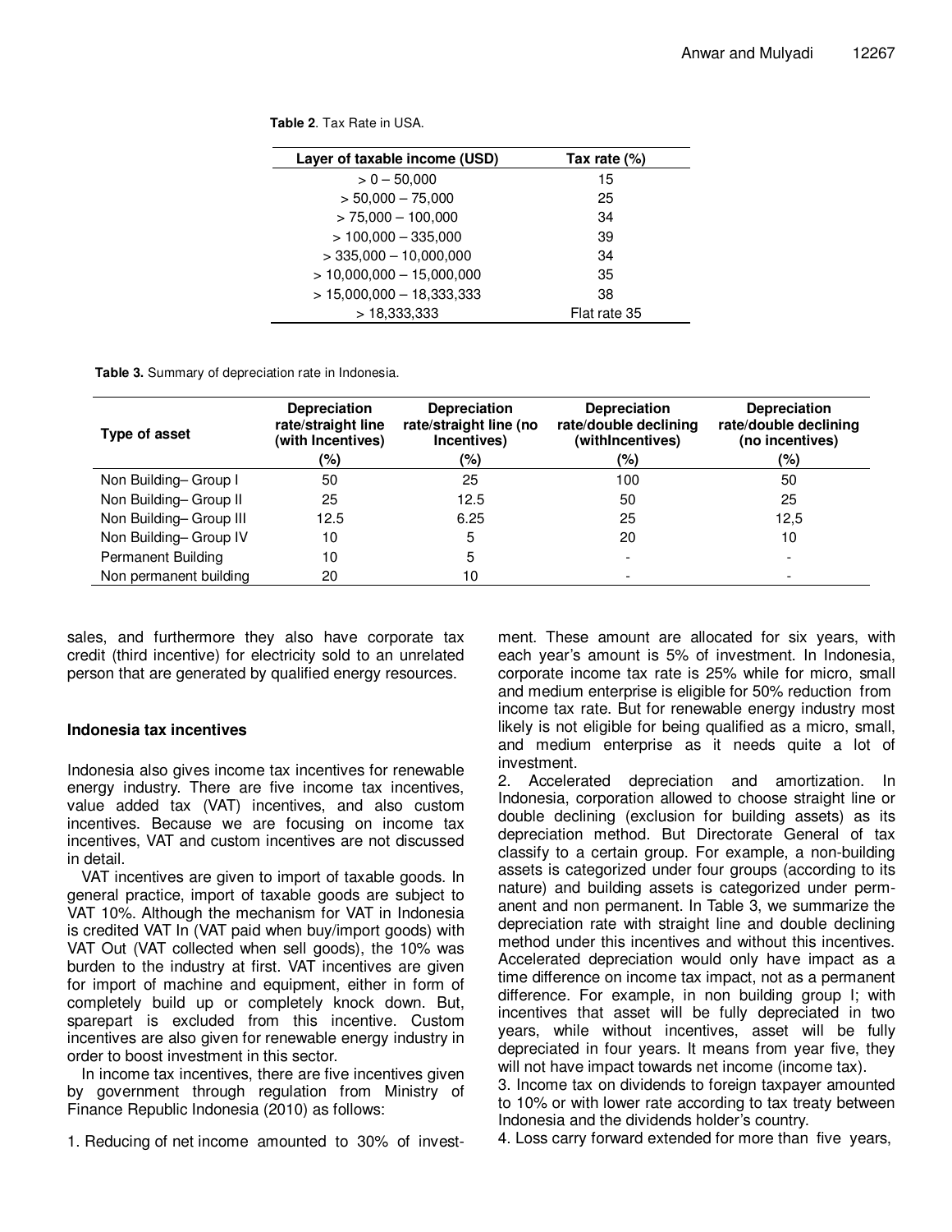**Table 2**. Tax Rate in USA.

| Layer of taxable income (USD) | Tax rate (%) |
|---|---|
| > 0 – 50,000 | 15 |
| > 50,000 – 75,000 | 25 |
| > 75,000 – 100,000 | 34 |
| > 100,000 – 335,000 | 39 |
| > 335,000 – 10,000,000 | 34 |
| > 10,000,000 – 15,000,000 | 35 |
| > 15,000,000 – 18,333,333 | 38 |
| > 18,333,333 | Flat rate 35 |

**Table 3.** Summary of depreciation rate in Indonesia.

| Type of asset | Depreciation rate/straight line (with Incentives) (%) | Depreciation rate/straight line (no Incentives) (%) | Depreciation rate/double declining (withIncentives) (%) | Depreciation rate/double declining (no incentives) (%) |
|---|---|---|---|---|
| Non Building– Group I | 50 | 25 | 100 | 50 |
| Non Building– Group II | 25 | 12.5 | 50 | 25 |
| Non Building– Group III | 12.5 | 6.25 | 25 | 12,5 |
| Non Building– Group IV | 10 | 5 | 20 | 10 |
| Permanent Building | 10 | 5 | - | - |
| Non permanent building | 20 | 10 | - | - |

sales, and furthermore they also have corporate tax credit (third incentive) for electricity sold to an unrelated person that are generated by qualified energy resources.

### Indonesia tax incentives

Indonesia also gives income tax incentives for renewable energy industry. There are five income tax incentives, value added tax (VAT) incentives, and also custom incentives. Because we are focusing on income tax incentives, VAT and custom incentives are not discussed in detail.

VAT incentives are given to import of taxable goods. In general practice, import of taxable goods are subject to VAT 10%. Although the mechanism for VAT in Indonesia is credited VAT In (VAT paid when buy/import goods) with VAT Out (VAT collected when sell goods), the 10% was burden to the industry at first. VAT incentives are given for import of machine and equipment, either in form of completely build up or completely knock down. But, sparepart is excluded from this incentive. Custom incentives are also given for renewable energy industry in order to boost investment in this sector.

In income tax incentives, there are five incentives given by government through regulation from Ministry of Finance Republic Indonesia (2010) as follows:

1. Reducing of net income amounted to 30% of investment. These amount are allocated for six years, with each year's amount is 5% of investment. In Indonesia, corporate income tax rate is 25% while for micro, small and medium enterprise is eligible for 50% reduction from income tax rate. But for renewable energy industry most likely is not eligible for being qualified as a micro, small, and medium enterprise as it needs quite a lot of investment.
2. Accelerated depreciation and amortization. In Indonesia, corporation allowed to choose straight line or double declining (exclusion for building assets) as its depreciation method. But Directorate General of tax classify to a certain group. For example, a non-building assets is categorized under four groups (according to its nature) and building assets is categorized under permanent and non permanent. In Table 3, we summarize the depreciation rate with straight line and double declining method under this incentives and without this incentives. Accelerated depreciation would only have impact as a time difference on income tax impact, not as a permanent difference. For example, in non building group I; with incentives that asset will be fully depreciated in two years, while without incentives, asset will be fully depreciated in four years. It means from year five, they will not have impact towards net income (income tax).
3. Income tax on dividends to foreign taxpayer amounted to 10% or with lower rate according to tax treaty between Indonesia and the dividends holder's country.
4. Loss carry forward extended for more than five years,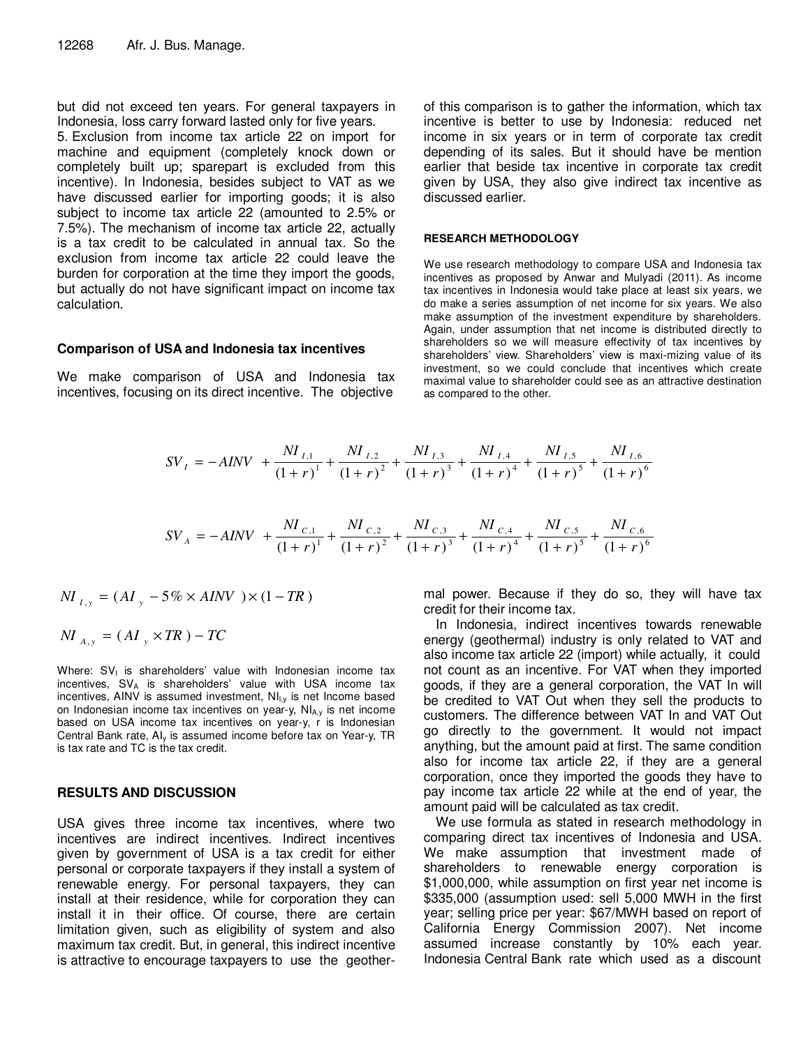but did not exceed ten years. For general taxpayers in Indonesia, loss carry forward lasted only for five years.

5. Exclusion from income tax article 22 on import for machine and equipment (completely knock down or completely built up; sparepart is excluded from this incentive). In Indonesia, besides subject to VAT as we have discussed earlier for importing goods; it is also subject to income tax article 22 (amounted to 2.5% or 7.5%). The mechanism of income tax article 22, actually is a tax credit to be calculated in annual tax. So the exclusion from income tax article 22 could leave the burden for corporation at the time they import the goods, but actually do not have significant impact on income tax calculation.

### Comparison of USA and Indonesia tax incentives

We make comparison of USA and Indonesia tax incentives, focusing on its direct incentive. The objective of this comparison is to gather the information, which tax incentive is better to use by Indonesia: reduced net income in six years or in term of corporate tax credit depending of its sales. But it should have be mention earlier that beside tax incentive in corporate tax credit given by USA, they also give indirect tax incentive as discussed earlier.

## RESEARCH METHODOLOGY

We use research methodology to compare USA and Indonesia tax incentives as proposed by Anwar and Mulyadi (2011). As income tax incentives in Indonesia would take place at least six years, we do make a series assumption of net income for six years. We also make assumption of the investment expenditure by shareholders. Again, under assumption that net income is distributed directly to shareholders so we will measure effectivity of tax incentives by shareholders' view. Shareholders' view is maxi-mizing value of its investment, so we could conclude that incentives which create maximal value to shareholder could see as an attractive destination as compared to the other.

$$SV_I = -AINV + \frac{NI_{I,1}}{(1+r)^1} + \frac{NI_{I,2}}{(1+r)^2} + \frac{NI_{I,3}}{(1+r)^3} + \frac{NI_{I,4}}{(1+r)^4} + \frac{NI_{I,5}}{(1+r)^5} + \frac{NI_{I,6}}{(1+r)^6}$$

$$SV_A = -AINV + \frac{NI_{C,1}}{(1+r)^1} + \frac{NI_{C,2}}{(1+r)^2} + \frac{NI_{C,3}}{(1+r)^3} + \frac{NI_{C,4}}{(1+r)^4} + \frac{NI_{C,5}}{(1+r)^5} + \frac{NI_{C,6}}{(1+r)^6}$$

$$NI_{I,y} = (AI_y - 5\% \times AINV) \times (1 - TR)$$

$$NI_{A,y} = (AI_y \times TR) - TC$$

Where: $SV_I$ is shareholders' value with Indonesian income tax incentives, $SV_A$ is shareholders' value with USA income tax incentives, AINV is assumed investment, $NI_{I,y}$ is net Income based on Indonesian income tax incentives on year-y, $NI_{A,y}$ is net income based on USA income tax incentives on year-y, r is Indonesian Central Bank rate, $AI_y$ is assumed income before tax on Year-y, TR is tax rate and TC is the tax credit.

## RESULTS AND DISCUSSION

USA gives three income tax incentives, where two incentives are indirect incentives. Indirect incentives given by government of USA is a tax credit for either personal or corporate taxpayers if they install a system of renewable energy. For personal taxpayers, they can install at their residence, while for corporation they can install it in their office. Of course, there are certain limitation given, such as eligibility of system and also maximum tax credit. But, in general, this indirect incentive is attractive to encourage taxpayers to use the geothermal power. Because if they do so, they will have tax credit for their income tax.

In Indonesia, indirect incentives towards renewable energy (geothermal) industry is only related to VAT and also income tax article 22 (import) while actually, it could not count as an incentive. For VAT when they imported goods, if they are a general corporation, the VAT In will be credited to VAT Out when they sell the products to customers. The difference between VAT In and VAT Out go directly to the government. It would not impact anything, but the amount paid at first. The same condition also for income tax article 22, if they are a general corporation, once they imported the goods they have to pay income tax article 22 while at the end of year, the amount paid will be calculated as tax credit.

We use formula as stated in research methodology in comparing direct tax incentives of Indonesia and USA. We make assumption that investment made of shareholders to renewable energy corporation is $1,000,000, while assumption on first year net income is $335,000 (assumption used: sell 5,000 MWH in the first year; selling price per year: $67/MWH based on report of California Energy Commission 2007). Net income assumed increase constantly by 10% each year. Indonesia Central Bank rate which used as a discount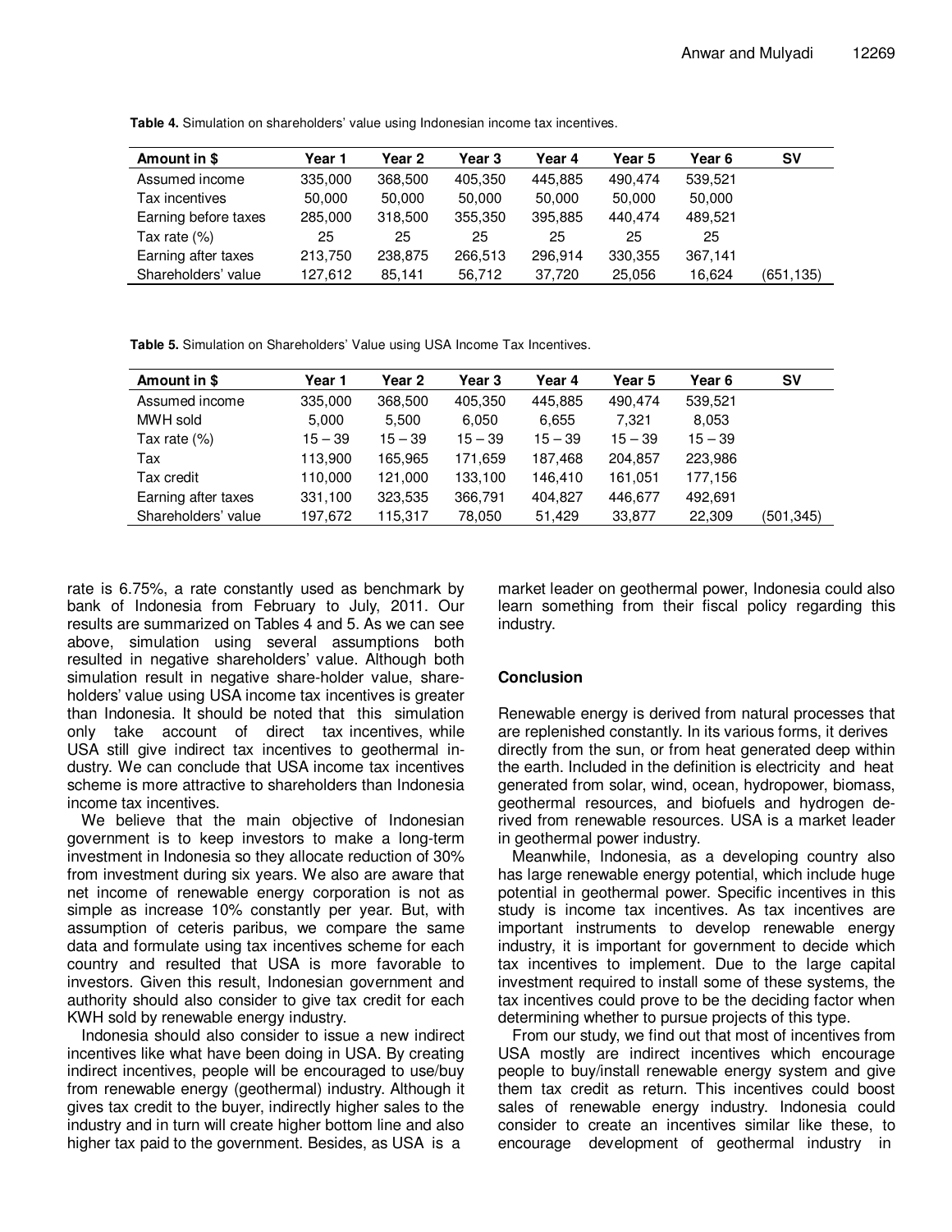**Table 4.** Simulation on shareholders' value using Indonesian income tax incentives.

| Amount in $ | Year 1 | Year 2 | Year 3 | Year 4 | Year 5 | Year 6 | SV |
|---|---|---|---|---|---|---|---|
| Assumed income | 335,000 | 368,500 | 405,350 | 445,885 | 490,474 | 539,521 | |
| Tax incentives | 50,000 | 50,000 | 50,000 | 50,000 | 50,000 | 50,000 | |
| Earning before taxes | 285,000 | 318,500 | 355,350 | 395,885 | 440,474 | 489,521 | |
| Tax rate (%) | 25 | 25 | 25 | 25 | 25 | 25 | |
| Earning after taxes | 213,750 | 238,875 | 266,513 | 296,914 | 330,355 | 367,141 | |
| Shareholders' value | 127,612 | 85,141 | 56,712 | 37,720 | 25,056 | 16,624 | (651,135) |

**Table 5.** Simulation on Shareholders' Value using USA Income Tax Incentives.

| Amount in $ | Year 1 | Year 2 | Year 3 | Year 4 | Year 5 | Year 6 | SV |
|---|---|---|---|---|---|---|---|
| Assumed income | 335,000 | 368,500 | 405,350 | 445,885 | 490,474 | 539,521 | |
| MWH sold | 5,000 | 5,500 | 6,050 | 6,655 | 7,321 | 8,053 | |
| Tax rate (%) | 15 – 39 | 15 – 39 | 15 – 39 | 15 – 39 | 15 – 39 | 15 – 39 | |
| Tax | 113,900 | 165,965 | 171,659 | 187,468 | 204,857 | 223,986 | |
| Tax credit | 110,000 | 121,000 | 133,100 | 146,410 | 161,051 | 177,156 | |
| Earning after taxes | 331,100 | 323,535 | 366,791 | 404,827 | 446,677 | 492,691 | |
| Shareholders' value | 197,672 | 115,317 | 78,050 | 51,429 | 33,877 | 22,309 | (501,345) |

rate is 6.75%, a rate constantly used as benchmark by bank of Indonesia from February to July, 2011. Our results are summarized on Tables 4 and 5. As we can see above, simulation using several assumptions both resulted in negative shareholders' value. Although both simulation result in negative share-holder value, share-holders' value using USA income tax incentives is greater than Indonesia. It should be noted that this simulation only take account of direct tax incentives, while USA still give indirect tax incentives to geothermal in-dustry. We can conclude that USA income tax incentives scheme is more attractive to shareholders than Indonesia income tax incentives.

We believe that the main objective of Indonesian government is to keep investors to make a long-term investment in Indonesia so they allocate reduction of 30% from investment during six years. We also are aware that net income of renewable energy corporation is not as simple as increase 10% constantly per year. But, with assumption of ceteris paribus, we compare the same data and formulate using tax incentives scheme for each country and resulted that USA is more favorable to investors. Given this result, Indonesian government and authority should also consider to give tax credit for each KWH sold by renewable energy industry.

Indonesia should also consider to issue a new indirect incentives like what have been doing in USA. By creating indirect incentives, people will be encouraged to use/buy from renewable energy (geothermal) industry. Although it gives tax credit to the buyer, indirectly higher sales to the industry and in turn will create higher bottom line and also higher tax paid to the government. Besides, as USA is a market leader on geothermal power, Indonesia could also learn something from their fiscal policy regarding this industry.

## Conclusion

Renewable energy is derived from natural processes that are replenished constantly. In its various forms, it derives directly from the sun, or from heat generated deep within the earth. Included in the definition is electricity and heat generated from solar, wind, ocean, hydropower, biomass, geothermal resources, and biofuels and hydrogen de-rived from renewable resources. USA is a market leader in geothermal power industry.

Meanwhile, Indonesia, as a developing country also has large renewable energy potential, which include huge potential in geothermal power. Specific incentives in this study is income tax incentives. As tax incentives are important instruments to develop renewable energy industry, it is important for government to decide which tax incentives to implement. Due to the large capital investment required to install some of these systems, the tax incentives could prove to be the deciding factor when determining whether to pursue projects of this type.

From our study, we find out that most of incentives from USA mostly are indirect incentives which encourage people to buy/install renewable energy system and give them tax credit as return. This incentives could boost sales of renewable energy industry. Indonesia could consider to create an incentives similar like these, to encourage development of geothermal industry in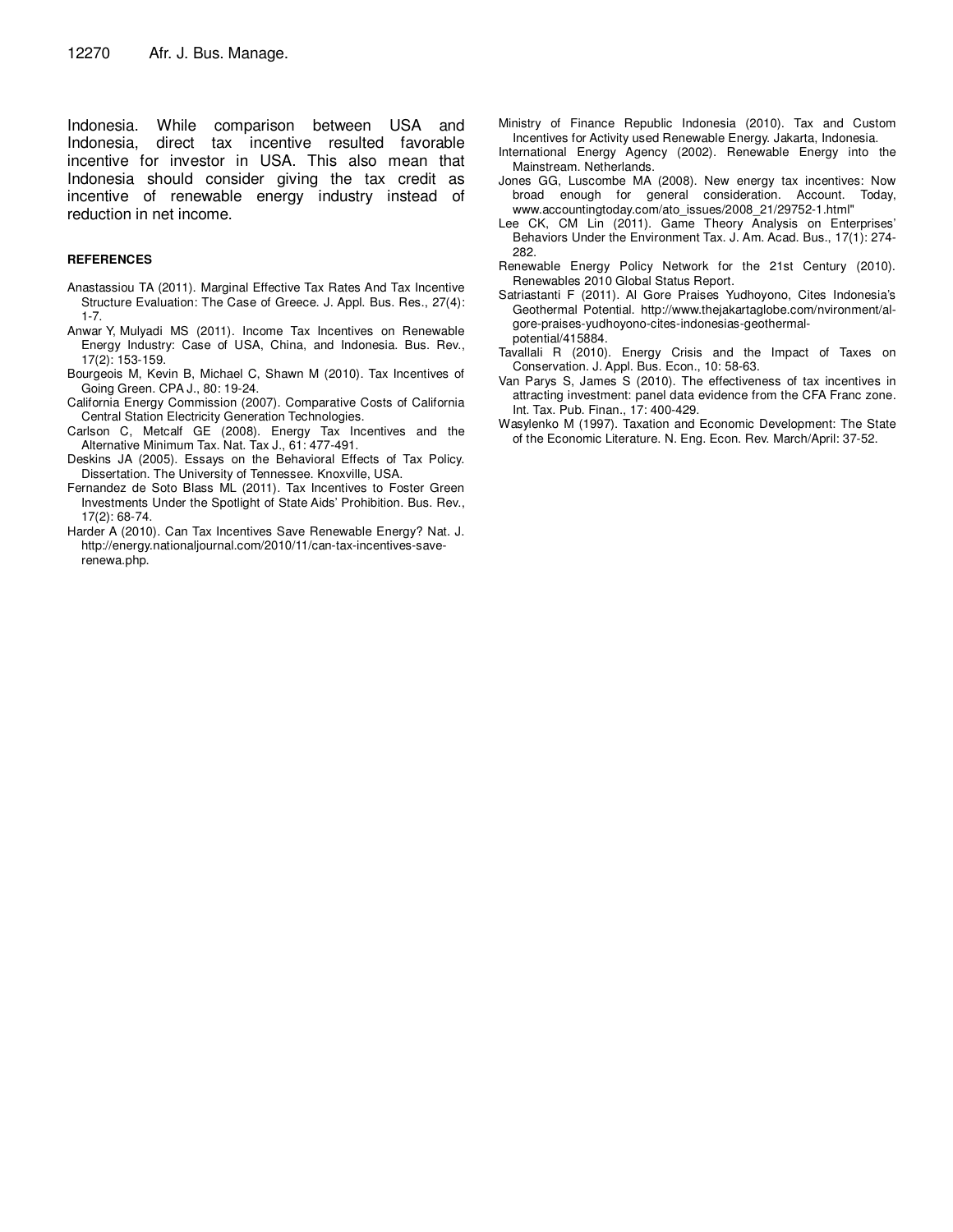Indonesia. While comparison between USA and Indonesia, direct tax incentive resulted favorable incentive for investor in USA. This also mean that Indonesia should consider giving the tax credit as incentive of renewable energy industry instead of reduction in net income.

## REFERENCES

Anastassiou TA (2011). Marginal Effective Tax Rates And Tax Incentive Structure Evaluation: The Case of Greece. J. Appl. Bus. Res., 27(4): 1-7.

Anwar Y, Mulyadi MS (2011). Income Tax Incentives on Renewable Energy Industry: Case of USA, China, and Indonesia. Bus. Rev., 17(2): 153-159.

Bourgeois M, Kevin B, Michael C, Shawn M (2010). Tax Incentives of Going Green. CPA J., 80: 19-24.

California Energy Commission (2007). Comparative Costs of California Central Station Electricity Generation Technologies.

Carlson C, Metcalf GE (2008). Energy Tax Incentives and the Alternative Minimum Tax. Nat. Tax J., 61: 477-491.

Deskins JA (2005). Essays on the Behavioral Effects of Tax Policy. Dissertation. The University of Tennessee. Knoxville, USA.

Fernandez de Soto Blass ML (2011). Tax Incentives to Foster Green Investments Under the Spotlight of State Aids' Prohibition. Bus. Rev., 17(2): 68-74.

Harder A (2010). Can Tax Incentives Save Renewable Energy? Nat. J. http://energy.nationaljournal.com/2010/11/can-tax-incentives-save-renewa.php.

Ministry of Finance Republic Indonesia (2010). Tax and Custom Incentives for Activity used Renewable Energy. Jakarta, Indonesia.

International Energy Agency (2002). Renewable Energy into the Mainstream. Netherlands.

Jones GG, Luscombe MA (2008). New energy tax incentives: Now broad enough for general consideration. Account. Today, www.accountingtoday.com/ato_issues/2008_21/29752-1.html"

Lee CK, CM Lin (2011). Game Theory Analysis on Enterprises' Behaviors Under the Environment Tax. J. Am. Acad. Bus., 17(1): 274-282.

Renewable Energy Policy Network for the 21st Century (2010). Renewables 2010 Global Status Report.

Satriastanti F (2011). Al Gore Praises Yudhoyono, Cites Indonesia's Geothermal Potential. http://www.thejakartaglobe.com/nvironment/al-gore-praises-yudhoyono-cites-indonesias-geothermal-potential/415884.

Tavallali R (2010). Energy Crisis and the Impact of Taxes on Conservation. J. Appl. Bus. Econ., 10: 58-63.

Van Parys S, James S (2010). The effectiveness of tax incentives in attracting investment: panel data evidence from the CFA Franc zone. Int. Tax. Pub. Finan., 17: 400-429.

Wasylenko M (1997). Taxation and Economic Development: The State of the Economic Literature. N. Eng. Econ. Rev. March/April: 37-52.